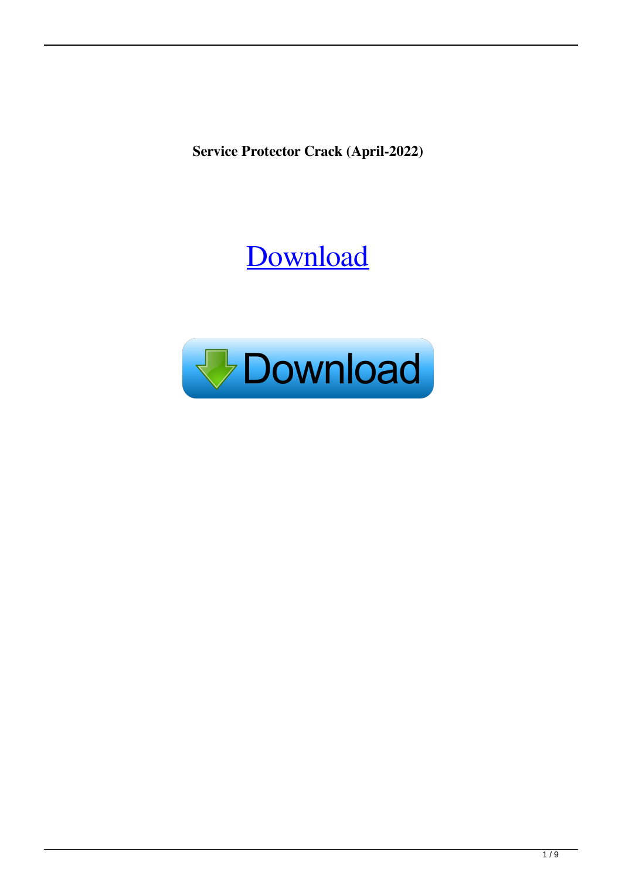**Service Protector Crack (April-2022)**

Download

Download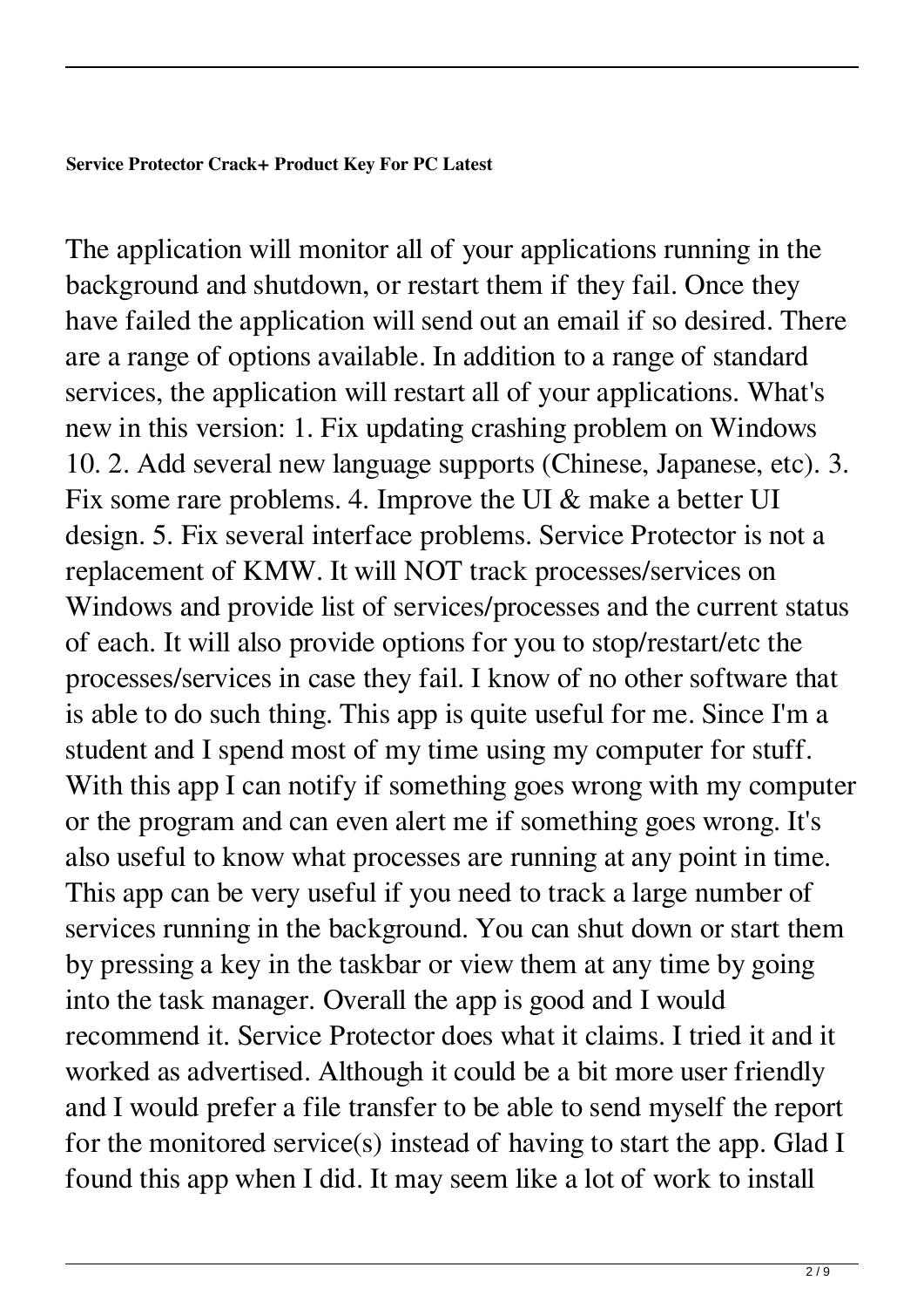**Service Protector Crack+ Product Key For PC Latest**

The application will monitor all of your applications running in the background and shutdown, or restart them if they fail. Once they have failed the application will send out an email if so desired. There are a range of options available. In addition to a range of standard services, the application will restart all of your applications. What's new in this version: 1. Fix updating crashing problem on Windows 10. 2. Add several new language supports (Chinese, Japanese, etc). 3. Fix some rare problems. 4. Improve the UI & make a better UI design. 5. Fix several interface problems. Service Protector is not a replacement of KMW. It will NOT track processes/services on Windows and provide list of services/processes and the current status of each. It will also provide options for you to stop/restart/etc the processes/services in case they fail. I know of no other software that is able to do such thing. This app is quite useful for me. Since I'm a student and I spend most of my time using my computer for stuff. With this app I can notify if something goes wrong with my computer or the program and can even alert me if something goes wrong. It's also useful to know what processes are running at any point in time. This app can be very useful if you need to track a large number of services running in the background. You can shut down or start them by pressing a key in the taskbar or view them at any time by going into the task manager. Overall the app is good and I would recommend it. Service Protector does what it claims. I tried it and it worked as advertised. Although it could be a bit more user friendly and I would prefer a file transfer to be able to send myself the report for the monitored service(s) instead of having to start the app. Glad I found this app when I did. It may seem like a lot of work to install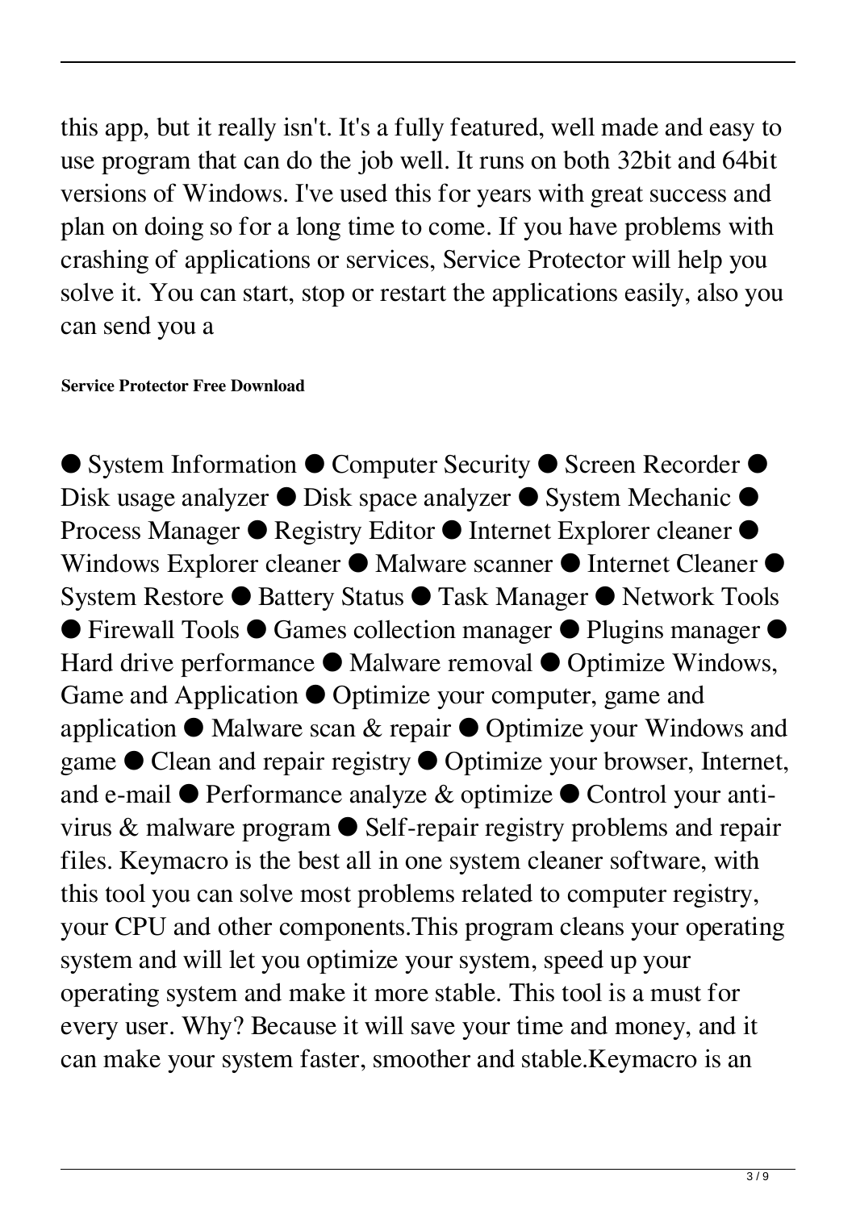this app, but it really isn't. It's a fully featured, well made and easy to use program that can do the job well. It runs on both 32bit and 64bit versions of Windows. I've used this for years with great success and plan on doing so for a long time to come. If you have problems with crashing of applications or services, Service Protector will help you solve it. You can start, stop or restart the applications easily, also you can send you a

**Service Protector Free Download**

● System Information ● Computer Security ● Screen Recorder ● Disk usage analyzer ● Disk space analyzer ● System Mechanic ● Process Manager ● Registry Editor ● Internet Explorer cleaner ● Windows Explorer cleaner ● Malware scanner ● Internet Cleaner ● System Restore ● Battery Status ● Task Manager ● Network Tools ● Firewall Tools ● Games collection manager ● Plugins manager ● Hard drive performance ● Malware removal ● Optimize Windows, Game and Application ● Optimize your computer, game and application ● Malware scan & repair ● Optimize your Windows and game ● Clean and repair registry ● Optimize your browser, Internet, and e-mail ● Performance analyze & optimize ● Control your anti-virus & malware program ● Self-repair registry problems and repair files. Keymacro is the best all in one system cleaner software, with this tool you can solve most problems related to computer registry, your CPU and other components.This program cleans your operating system and will let you optimize your system, speed up your operating system and make it more stable. This tool is a must for every user. Why? Because it will save your time and money, and it can make your system faster, smoother and stable.Keymacro is an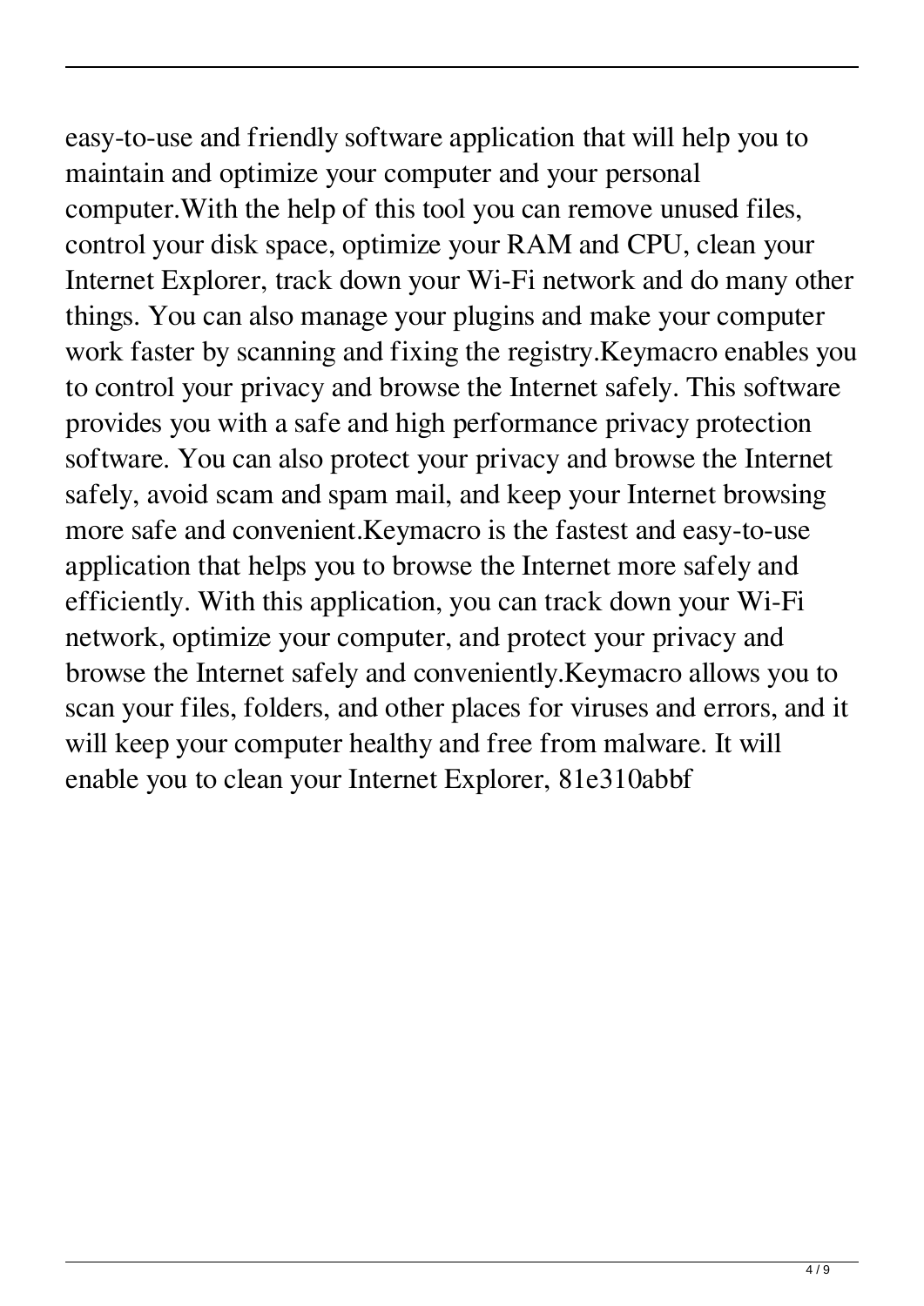easy-to-use and friendly software application that will help you to maintain and optimize your computer and your personal computer.With the help of this tool you can remove unused files, control your disk space, optimize your RAM and CPU, clean your Internet Explorer, track down your Wi-Fi network and do many other things. You can also manage your plugins and make your computer work faster by scanning and fixing the registry.Keymacro enables you to control your privacy and browse the Internet safely. This software provides you with a safe and high performance privacy protection software. You can also protect your privacy and browse the Internet safely, avoid scam and spam mail, and keep your Internet browsing more safe and convenient.Keymacro is the fastest and easy-to-use application that helps you to browse the Internet more safely and efficiently. With this application, you can track down your Wi-Fi network, optimize your computer, and protect your privacy and browse the Internet safely and conveniently.Keymacro allows you to scan your files, folders, and other places for viruses and errors, and it will keep your computer healthy and free from malware. It will enable you to clean your Internet Explorer, 81e310abbf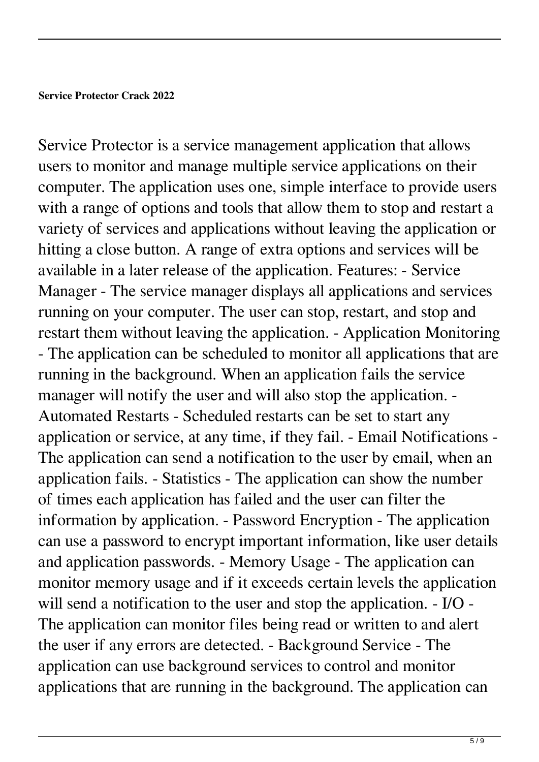**Service Protector Crack 2022**

Service Protector is a service management application that allows users to monitor and manage multiple service applications on their computer. The application uses one, simple interface to provide users with a range of options and tools that allow them to stop and restart a variety of services and applications without leaving the application or hitting a close button. A range of extra options and services will be available in a later release of the application. Features: - Service Manager - The service manager displays all applications and services running on your computer. The user can stop, restart, and stop and restart them without leaving the application. - Application Monitoring - The application can be scheduled to monitor all applications that are running in the background. When an application fails the service manager will notify the user and will also stop the application. - Automated Restarts - Scheduled restarts can be set to start any application or service, at any time, if they fail. - Email Notifications - The application can send a notification to the user by email, when an application fails. - Statistics - The application can show the number of times each application has failed and the user can filter the information by application. - Password Encryption - The application can use a password to encrypt important information, like user details and application passwords. - Memory Usage - The application can monitor memory usage and if it exceeds certain levels the application will send a notification to the user and stop the application. - I/O - The application can monitor files being read or written to and alert the user if any errors are detected. - Background Service - The application can use background services to control and monitor applications that are running in the background. The application can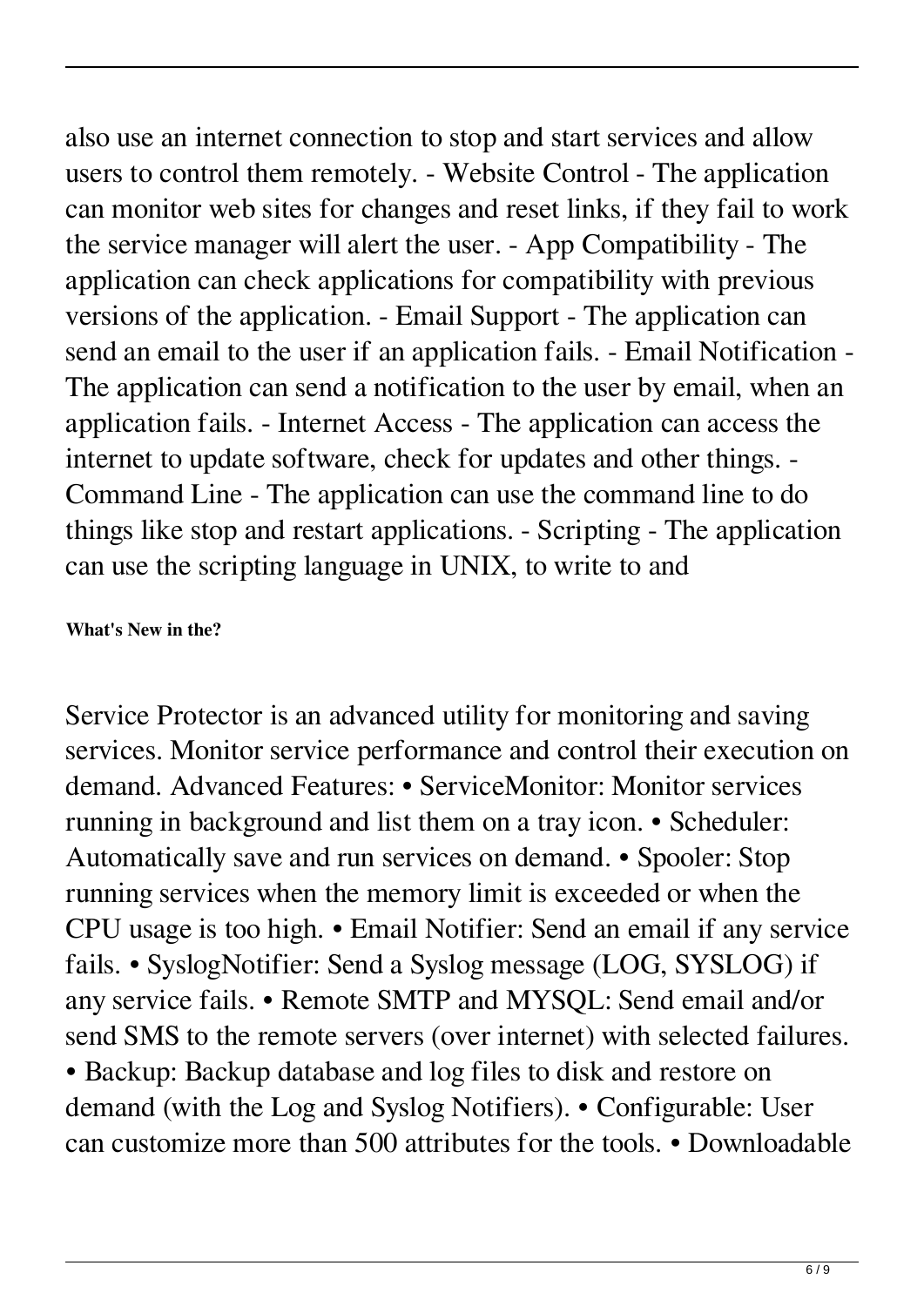also use an internet connection to stop and start services and allow users to control them remotely. - Website Control - The application can monitor web sites for changes and reset links, if they fail to work the service manager will alert the user. - App Compatibility - The application can check applications for compatibility with previous versions of the application. - Email Support - The application can send an email to the user if an application fails. - Email Notification - The application can send a notification to the user by email, when an application fails. - Internet Access - The application can access the internet to update software, check for updates and other things. - Command Line - The application can use the command line to do things like stop and restart applications. - Scripting - The application can use the scripting language in UNIX, to write to and

**What's New in the?**

Service Protector is an advanced utility for monitoring and saving services. Monitor service performance and control their execution on demand. Advanced Features: • ServiceMonitor: Monitor services running in background and list them on a tray icon. • Scheduler: Automatically save and run services on demand. • Spooler: Stop running services when the memory limit is exceeded or when the CPU usage is too high. • Email Notifier: Send an email if any service fails. • SyslogNotifier: Send a Syslog message (LOG, SYSLOG) if any service fails. • Remote SMTP and MYSQL: Send email and/or send SMS to the remote servers (over internet) with selected failures. • Backup: Backup database and log files to disk and restore on demand (with the Log and Syslog Notifiers). • Configurable: User can customize more than 500 attributes for the tools. • Downloadable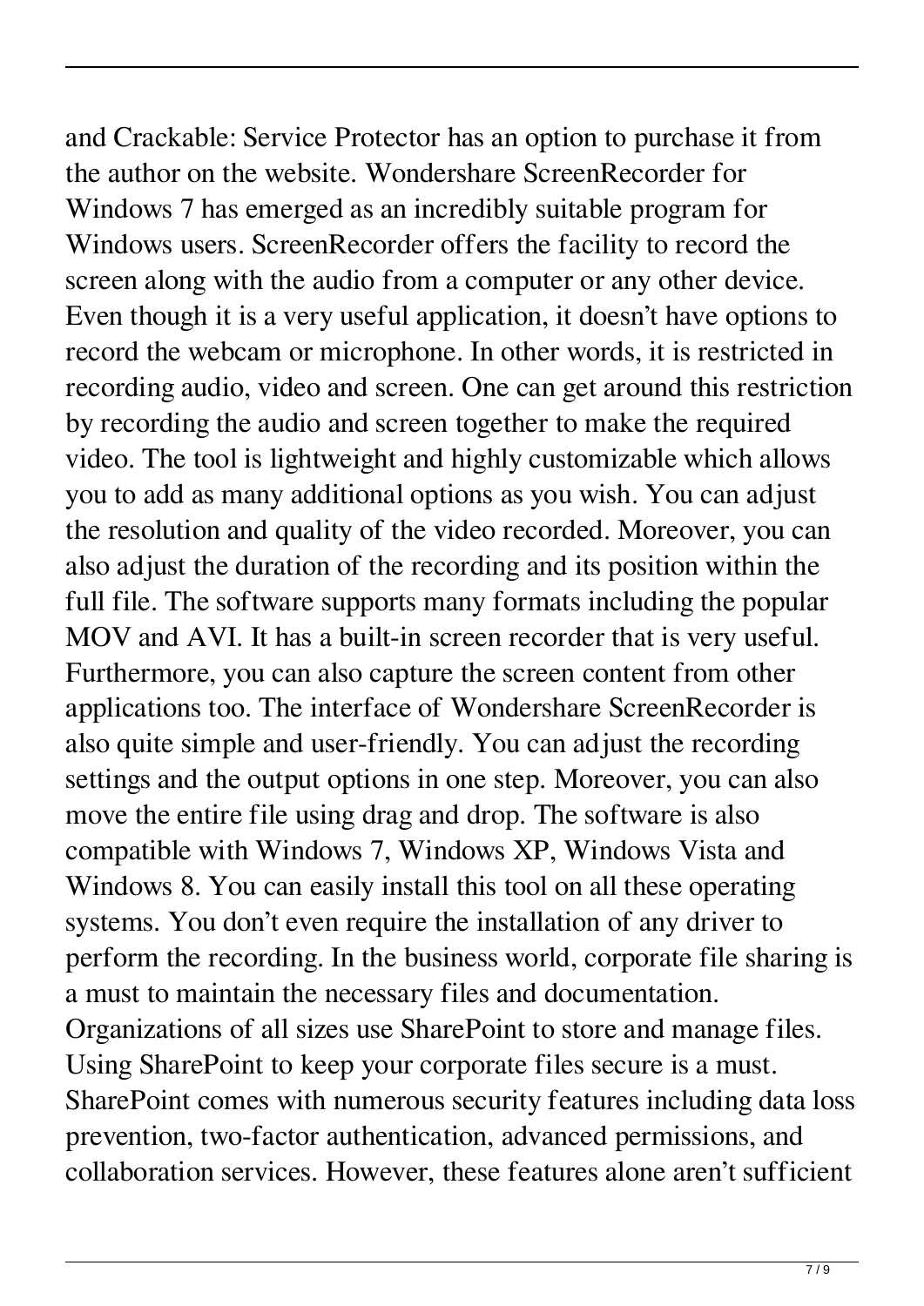and Crackable: Service Protector has an option to purchase it from the author on the website. Wondershare ScreenRecorder for Windows 7 has emerged as an incredibly suitable program for Windows users. ScreenRecorder offers the facility to record the screen along with the audio from a computer or any other device. Even though it is a very useful application, it doesn't have options to record the webcam or microphone. In other words, it is restricted in recording audio, video and screen. One can get around this restriction by recording the audio and screen together to make the required video. The tool is lightweight and highly customizable which allows you to add as many additional options as you wish. You can adjust the resolution and quality of the video recorded. Moreover, you can also adjust the duration of the recording and its position within the full file. The software supports many formats including the popular MOV and AVI. It has a built-in screen recorder that is very useful. Furthermore, you can also capture the screen content from other applications too. The interface of Wondershare ScreenRecorder is also quite simple and user-friendly. You can adjust the recording settings and the output options in one step. Moreover, you can also move the entire file using drag and drop. The software is also compatible with Windows 7, Windows XP, Windows Vista and Windows 8. You can easily install this tool on all these operating systems. You don't even require the installation of any driver to perform the recording. In the business world, corporate file sharing is a must to maintain the necessary files and documentation. Organizations of all sizes use SharePoint to store and manage files. Using SharePoint to keep your corporate files secure is a must. SharePoint comes with numerous security features including data loss prevention, two-factor authentication, advanced permissions, and collaboration services. However, these features alone aren't sufficient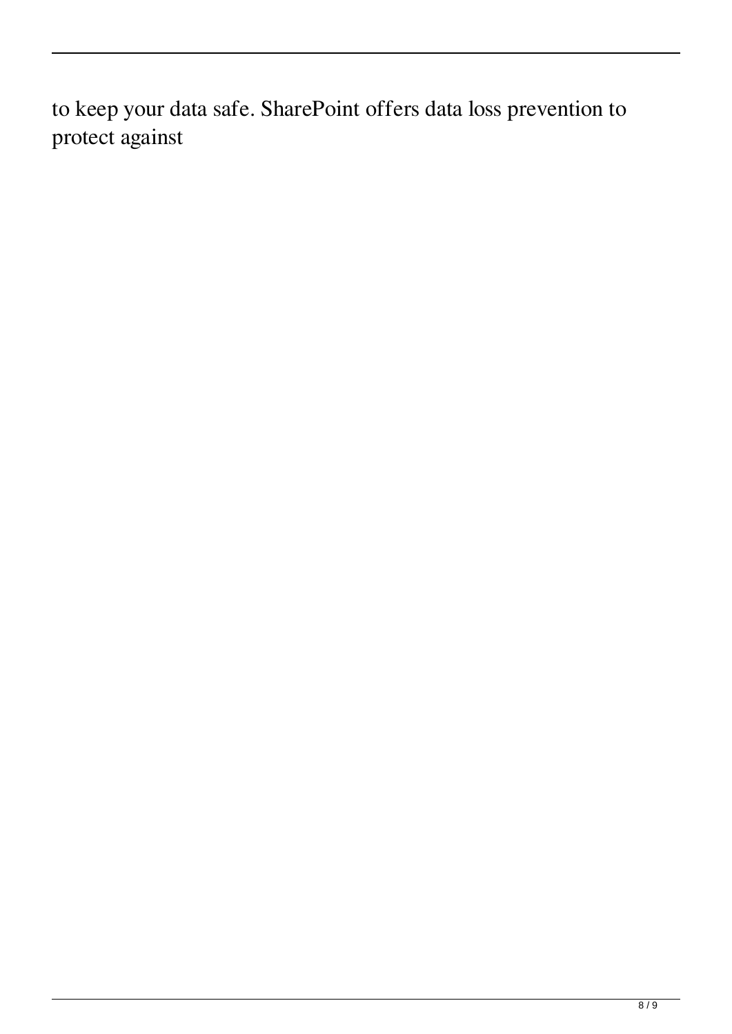to keep your data safe. SharePoint offers data loss prevention to protect against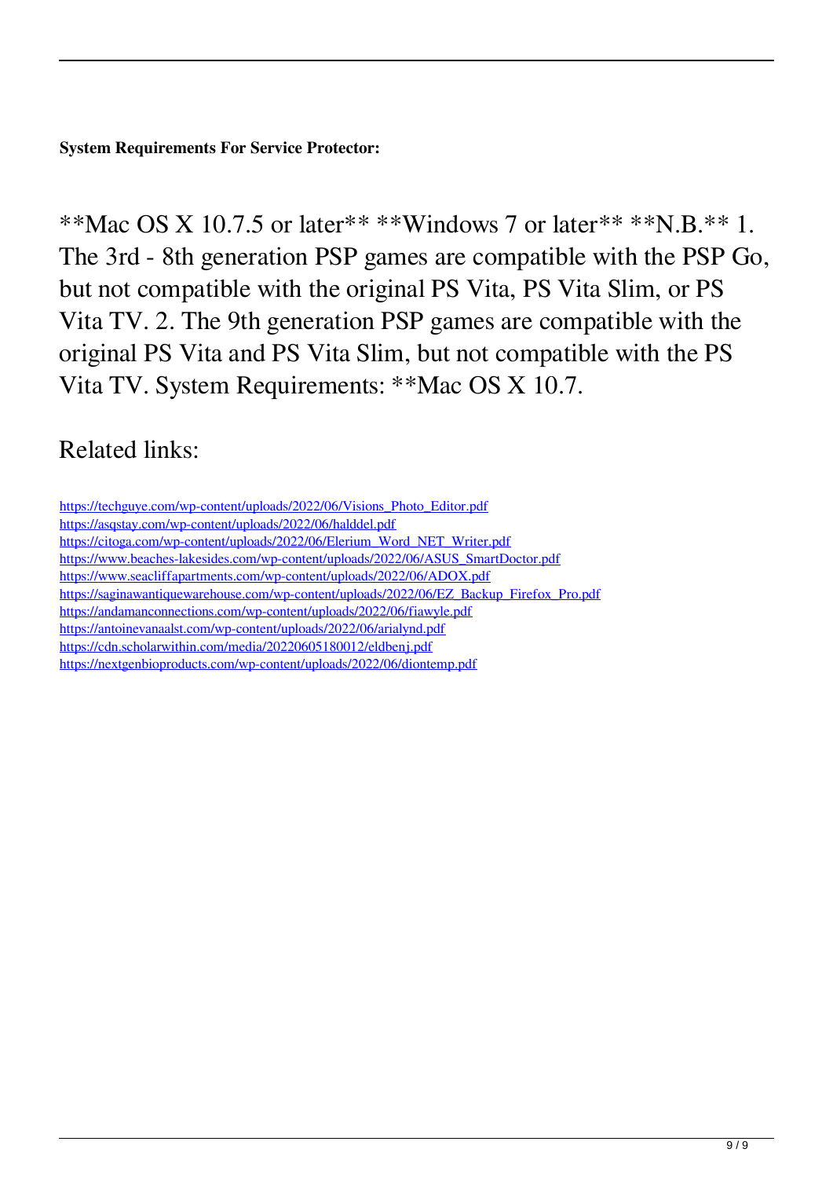**System Requirements For Service Protector:**

**Mac OS X 10.7.5 or later** **Windows 7 or later** **N.B.** 1. The 3rd - 8th generation PSP games are compatible with the PSP Go, but not compatible with the original PS Vita, PS Vita Slim, or PS Vita TV. 2. The 9th generation PSP games are compatible with the original PS Vita and PS Vita Slim, but not compatible with the PS Vita TV. System Requirements: **Mac OS X 10.7.

Related links:

https://techguye.com/wp-content/uploads/2022/06/Visions_Photo_Editor.pdf
https://asqstay.com/wp-content/uploads/2022/06/halddel.pdf
https://citoga.com/wp-content/uploads/2022/06/Elerium_Word_NET_Writer.pdf
https://www.beaches-lakesides.com/wp-content/uploads/2022/06/ASUS_SmartDoctor.pdf
https://www.seacliffapartments.com/wp-content/uploads/2022/06/ADOX.pdf
https://saginawantiquewarehouse.com/wp-content/uploads/2022/06/EZ_Backup_Firefox_Pro.pdf
https://andamanconnections.com/wp-content/uploads/2022/06/fiawyle.pdf
https://antoinevanaalst.com/wp-content/uploads/2022/06/arialynd.pdf
https://cdn.scholarwithin.com/media/20220605180012/eldbenj.pdf
https://nextgenbioproducts.com/wp-content/uploads/2022/06/diontemp.pdf